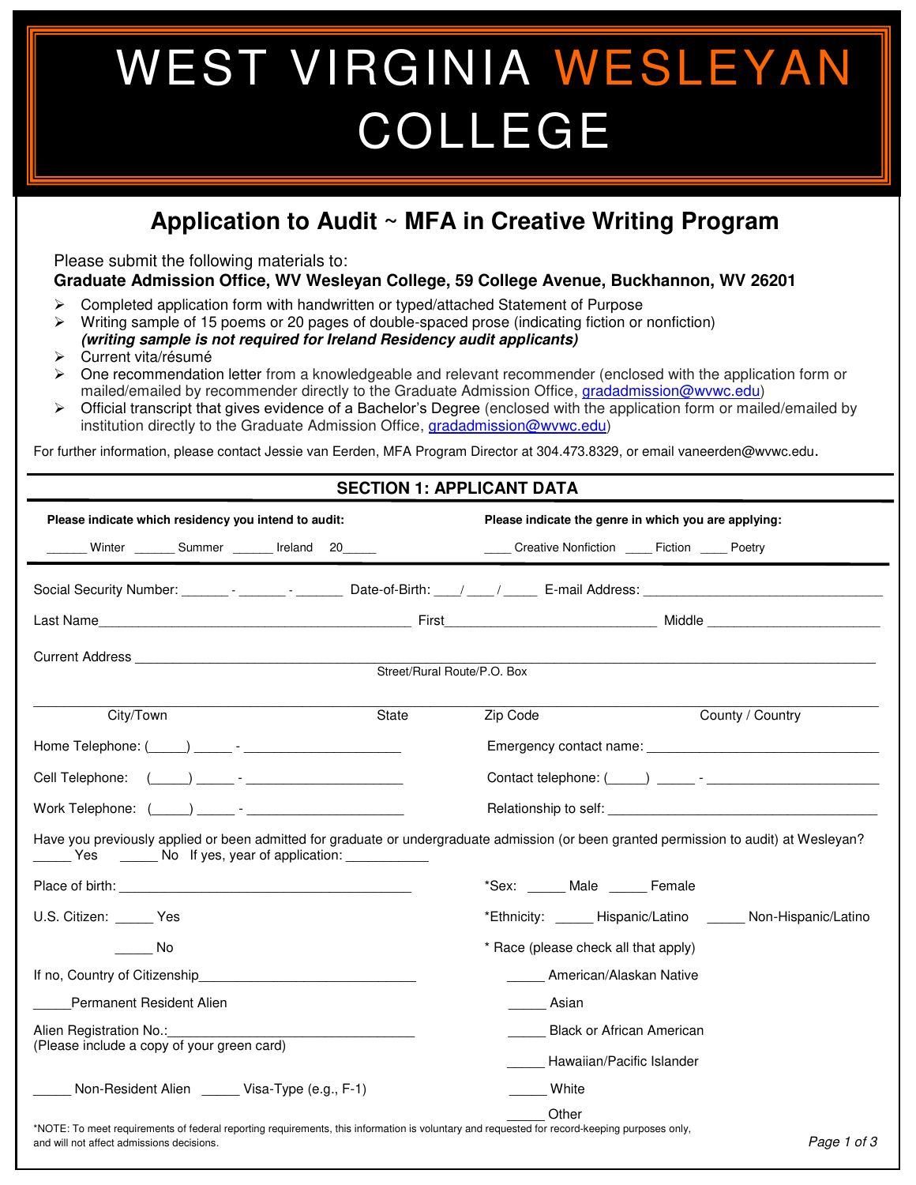# WEST VIRGINIA WESLEYAN COLLEGE

## Application to Audit ~ MFA in Creative Writing Program

Please submit the following materials to:
**Graduate Admission Office, WV Wesleyan College, 59 College Avenue, Buckhannon, WV 26201**

- Completed application form with handwritten or typed/attached Statement of Purpose
- Writing sample of 15 poems or 20 pages of double-spaced prose (indicating fiction or nonfiction) ***(writing sample is not required for Ireland Residency audit applicants)***
- Current vita/résumé
- One recommendation letter from a knowledgeable and relevant recommender (enclosed with the application form or mailed/emailed by recommender directly to the Graduate Admission Office, gradadmission@wvwc.edu)
- Official transcript that gives evidence of a Bachelor's Degree (enclosed with the application form or mailed/emailed by institution directly to the Graduate Admission Office, gradadmission@wvwc.edu)

For further information, please contact Jessie van Eerden, MFA Program Director at 304.473.8329, or email vaneerden@wvwc.edu.

### SECTION 1: APPLICANT DATA

**Please indicate which residency you intend to audit:**
______ Winter ______ Summer ______ Ireland 20_____

**Please indicate the genre in which you are applying:**
____ Creative Nonfiction ____ Fiction ____ Poetry

Social Security Number: ______ - ______ - ______ Date-of-Birth: ____/____/_____ E-mail Address: ________________________________

Last Name__________________________________________ First____________________________ Middle _______________________

Current Address ________________________________________________________________________________________
Street/Rural Route/P.O. Box

________________________________________________________________________________________________
City/Town State Zip Code County / Country

Home Telephone: (_____) _____ - ____________________ Emergency contact name: ______________________________

Cell Telephone: (_____) _____ - ____________________ Contact telephone: (_____) _____ - ______________________

Work Telephone: (_____) _____ - ____________________ Relationship to self: _____________________________________

Have you previously applied or been admitted for graduate or undergraduate admission (or been granted permission to audit) at Wesleyan?
_____ Yes _____ No If yes, year of application: ___________

Place of birth: _______________________________________

U.S. Citizen: _____ Yes

_____ No

If no, Country of Citizenship____________________________

_____Permanent Resident Alien

Alien Registration No.:_________________________________
(Please include a copy of your green card)

_____ Non-Resident Alien _____ Visa-Type (e.g., F-1)

*Sex: _____ Male _____ Female

*Ethnicity: _____ Hispanic/Latino _____ Non-Hispanic/Latino

* Race (please check all that apply)

_____ American/Alaskan Native

_____ Asian

_____ Black or African American

_____ Hawaiian/Pacific Islander

_____ White

_____ Other

*NOTE: To meet requirements of federal reporting requirements, this information is voluntary and requested for record-keeping purposes only, and will not affect admissions decisions.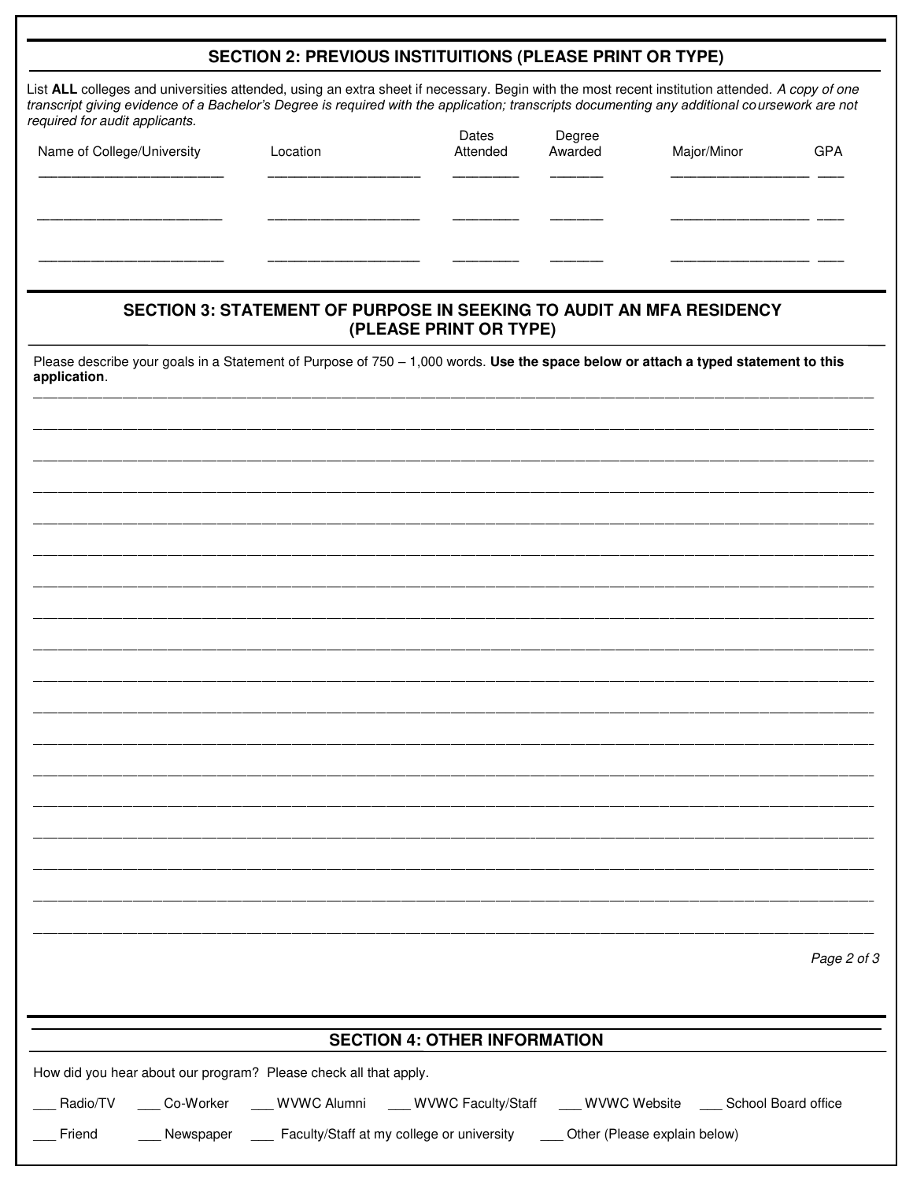## SECTION 2: PREVIOUS INSTITUITIONS (PLEASE PRINT OR TYPE)

List **ALL** colleges and universities attended, using an extra sheet if necessary. Begin with the most recent institution attended. *A copy of one transcript giving evidence of a Bachelor's Degree is required with the application; transcripts documenting any additional coursework are not required for audit applicants.*

| Name of College/University | Location | Dates Attended | Degree Awarded | Major/Minor | GPA |
|---|---|---|---|---|---|
| ______________________ | __________________ | ________ | ______ | ________________ | ___ |
| ______________________ | __________________ | ________ | ______ | ________________ | ___ |
| ______________________ | __________________ | ________ | ______ | ________________ | ___ |

## SECTION 3: STATEMENT OF PURPOSE IN SEEKING TO AUDIT AN MFA RESIDENCY (PLEASE PRINT OR TYPE)

Please describe your goals in a Statement of Purpose of 750 – 1,000 words. **Use the space below or attach a typed statement to this application**.

______________________________________________________________________________________________________

______________________________________________________________________________________________________

______________________________________________________________________________________________________

______________________________________________________________________________________________________

______________________________________________________________________________________________________

______________________________________________________________________________________________________

______________________________________________________________________________________________________

______________________________________________________________________________________________________

______________________________________________________________________________________________________

______________________________________________________________________________________________________

______________________________________________________________________________________________________

______________________________________________________________________________________________________

______________________________________________________________________________________________________

______________________________________________________________________________________________________

______________________________________________________________________________________________________

______________________________________________________________________________________________________

______________________________________________________________________________________________________

______________________________________________________________________________________________________

## SECTION 4: OTHER INFORMATION

How did you hear about our program? Please check all that apply.

___ Radio/TV ___ Co-Worker ___ WVWC Alumni ___ WVWC Faculty/Staff ___ WVWC Website ___ School Board office

___ Friend ___ Newspaper ___ Faculty/Staff at my college or university ___ Other (Please explain below)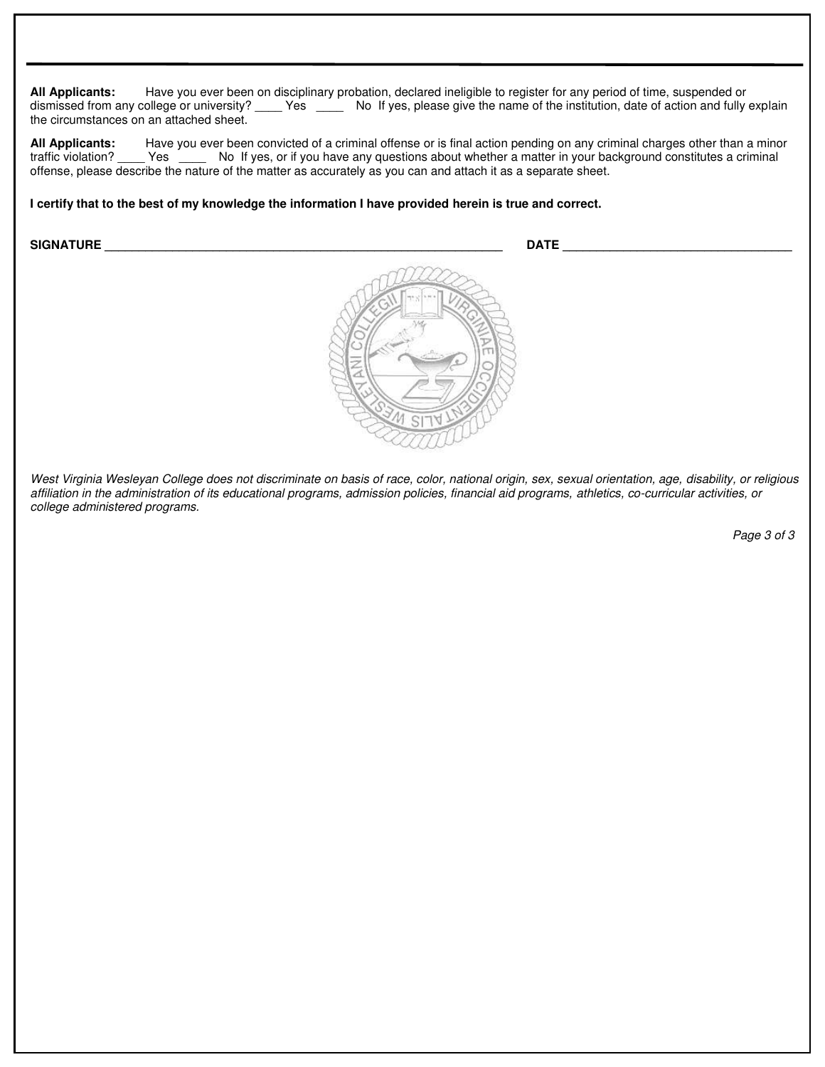**All Applicants:** Have you ever been on disciplinary probation, declared ineligible to register for any period of time, suspended or dismissed from any college or university? ____ Yes ____ No If yes, please give the name of the institution, date of action and fully explain the circumstances on an attached sheet.

**All Applicants:** Have you ever been convicted of a criminal offense or is final action pending on any criminal charges other than a minor traffic violation? ____ Yes ____ No If yes, or if you have any questions about whether a matter in your background constitutes a criminal offense, please describe the nature of the matter as accurately as you can and attach it as a separate sheet.

**I certify that to the best of my knowledge the information I have provided herein is true and correct.**

**SIGNATURE** ____________________________________________________________ **DATE** ____________________________________

*West Virginia Wesleyan College does not discriminate on basis of race, color, national origin, sex, sexual orientation, age, disability, or religious affiliation in the administration of its educational programs, admission policies, financial aid programs, athletics, co-curricular activities, or college administered programs.*